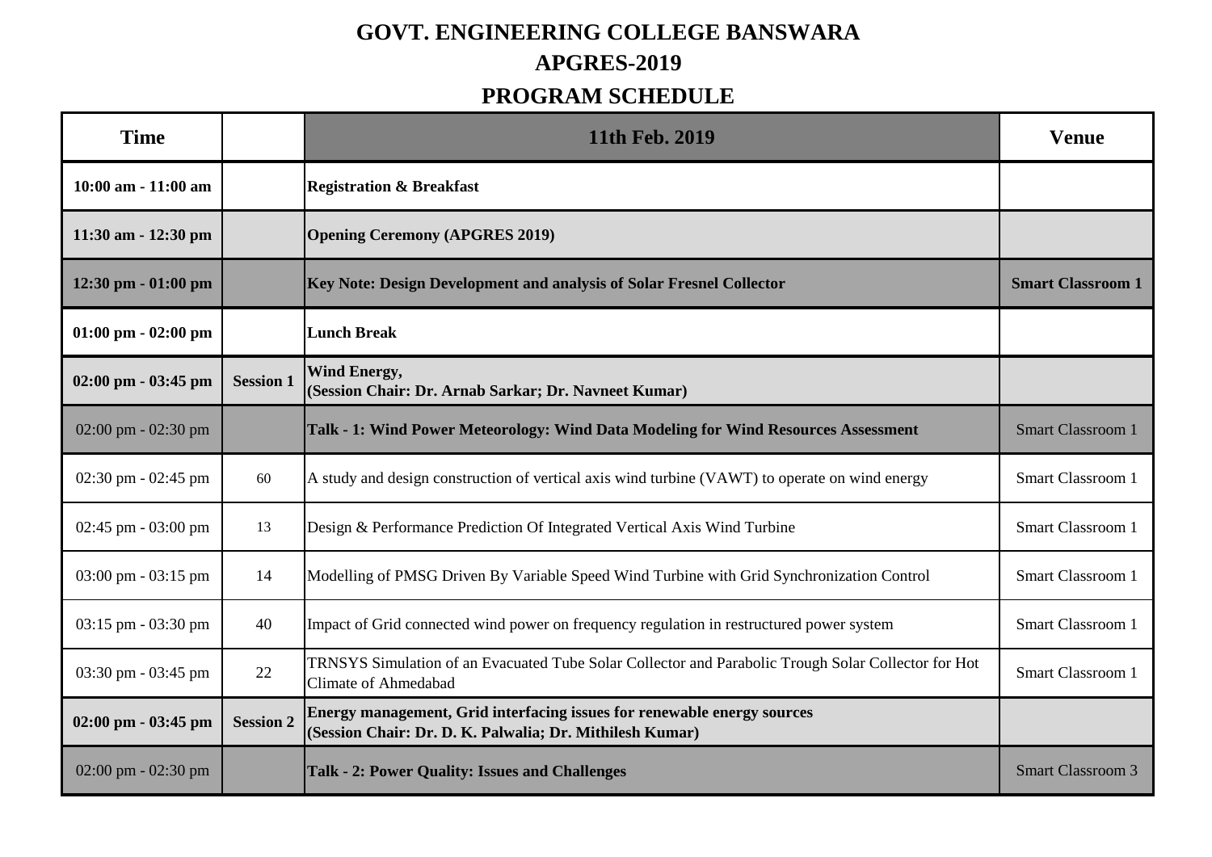# GOVT. ENGINEERING COLLEGE BANSWARA

## APGRES-2019

## PROGRAM SCHEDULE

| Time | | 11th Feb. 2019 | Venue |
|---|---|---|---|
| **10:00 am - 11:00 am** | | **Registration & Breakfast** | |
| **11:30 am - 12:30 pm** | | **Opening Ceremony (APGRES 2019)** | |
| **12:30 pm - 01:00 pm** | | **Key Note: Design Development and analysis of Solar Fresnel Collector** | **Smart Classroom 1** |
| **01:00 pm - 02:00 pm** | | **Lunch Break** | |
| **02:00 pm - 03:45 pm** | **Session 1** | **Wind Energy, (Session Chair: Dr. Arnab Sarkar; Dr. Navneet Kumar)** | |
| 02:00 pm - 02:30 pm | | **Talk - 1: Wind Power Meteorology: Wind Data Modeling for Wind Resources Assessment** | Smart Classroom 1 |
| 02:30 pm - 02:45 pm | 60 | A study and design construction of vertical axis wind turbine (VAWT) to operate on wind energy | Smart Classroom 1 |
| 02:45 pm - 03:00 pm | 13 | Design & Performance Prediction Of Integrated Vertical Axis Wind Turbine | Smart Classroom 1 |
| 03:00 pm - 03:15 pm | 14 | Modelling of PMSG Driven By Variable Speed Wind Turbine with Grid Synchronization Control | Smart Classroom 1 |
| 03:15 pm - 03:30 pm | 40 | Impact of Grid connected wind power on frequency regulation in restructured power system | Smart Classroom 1 |
| 03:30 pm - 03:45 pm | 22 | TRNSYS Simulation of an Evacuated Tube Solar Collector and Parabolic Trough Solar Collector for Hot Climate of Ahmedabad | Smart Classroom 1 |
| **02:00 pm - 03:45 pm** | **Session 2** | **Energy management, Grid interfacing issues for renewable energy sources (Session Chair: Dr. D. K. Palwalia; Dr. Mithilesh Kumar)** | |
| 02:00 pm - 02:30 pm | | **Talk - 2: Power Quality: Issues and Challenges** | Smart Classroom 3 |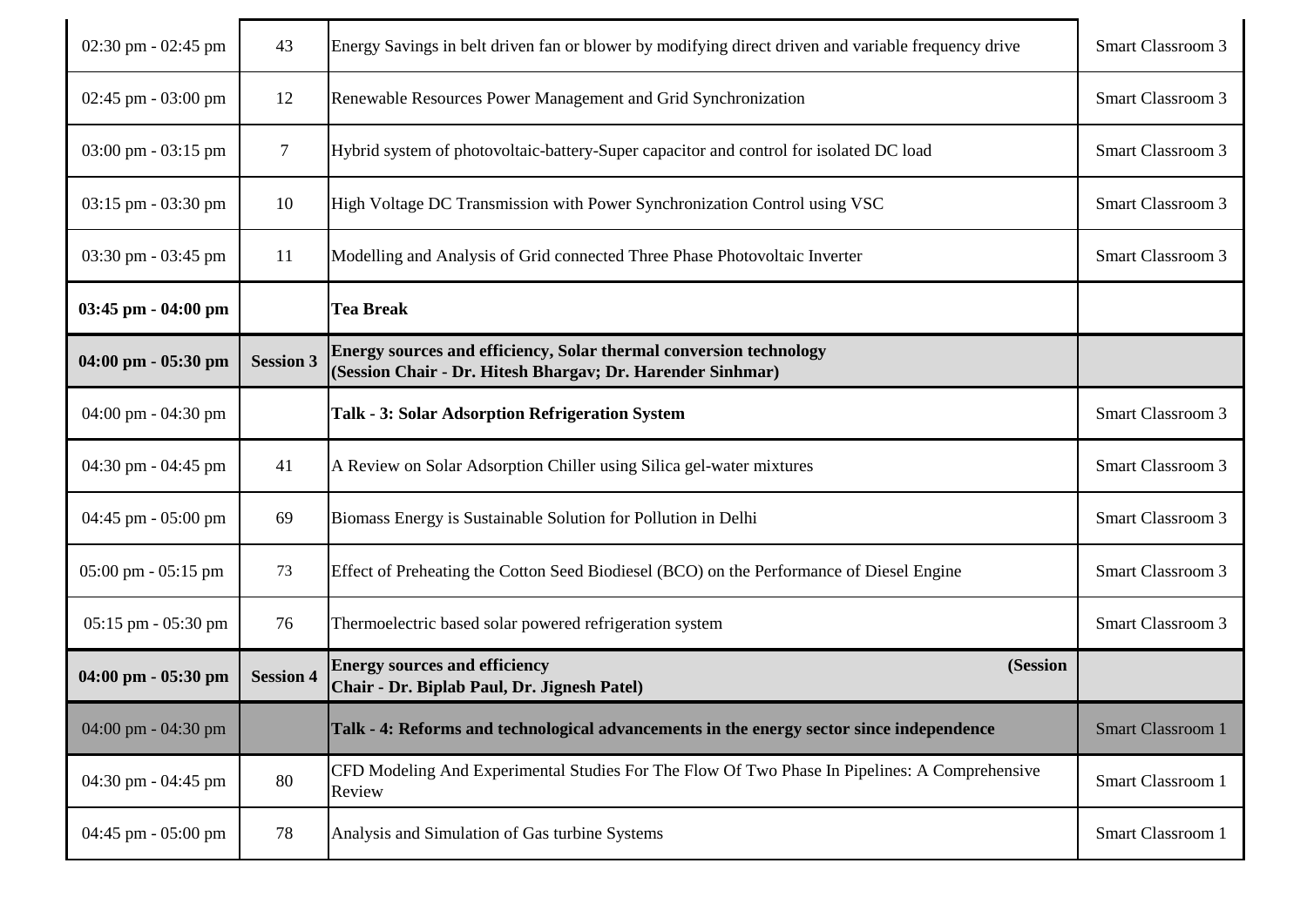| | | | |
|---|---|---|---|
| 02:30 pm - 02:45 pm | 43 | Energy Savings in belt driven fan or blower by modifying direct driven and variable frequency drive | Smart Classroom 3 |
| 02:45 pm - 03:00 pm | 12 | Renewable Resources Power Management and Grid Synchronization | Smart Classroom 3 |
| 03:00 pm - 03:15 pm | 7 | Hybrid system of photovoltaic-battery-Super capacitor and control for isolated DC load | Smart Classroom 3 |
| 03:15 pm - 03:30 pm | 10 | High Voltage DC Transmission with Power Synchronization Control using VSC | Smart Classroom 3 |
| 03:30 pm - 03:45 pm | 11 | Modelling and Analysis of Grid connected Three Phase Photovoltaic Inverter | Smart Classroom 3 |
| **03:45 pm - 04:00 pm** | | **Tea Break** | |
| **04:00 pm - 05:30 pm** | **Session 3** | **Energy sources and efficiency, Solar thermal conversion technology (Session Chair - Dr. Hitesh Bhargav; Dr. Harender Sinhmar)** | |
| 04:00 pm - 04:30 pm | | **Talk - 3: Solar Adsorption Refrigeration System** | Smart Classroom 3 |
| 04:30 pm - 04:45 pm | 41 | A Review on Solar Adsorption Chiller using Silica gel-water mixtures | Smart Classroom 3 |
| 04:45 pm - 05:00 pm | 69 | Biomass Energy is Sustainable Solution for Pollution in Delhi | Smart Classroom 3 |
| 05:00 pm - 05:15 pm | 73 | Effect of Preheating the Cotton Seed Biodiesel (BCO) on the Performance of Diesel Engine | Smart Classroom 3 |
| 05:15 pm - 05:30 pm | 76 | Thermoelectric based solar powered refrigeration system | Smart Classroom 3 |
| **04:00 pm - 05:30 pm** | **Session 4** | **Energy sources and efficiency (Session Chair - Dr. Biplab Paul, Dr. Jignesh Patel)** | |
| 04:00 pm - 04:30 pm | | **Talk - 4: Reforms and technological advancements in the energy sector since independence** | Smart Classroom 1 |
| 04:30 pm - 04:45 pm | 80 | CFD Modeling And Experimental Studies For The Flow Of Two Phase In Pipelines: A Comprehensive Review | Smart Classroom 1 |
| 04:45 pm - 05:00 pm | 78 | Analysis and Simulation of Gas turbine Systems | Smart Classroom 1 |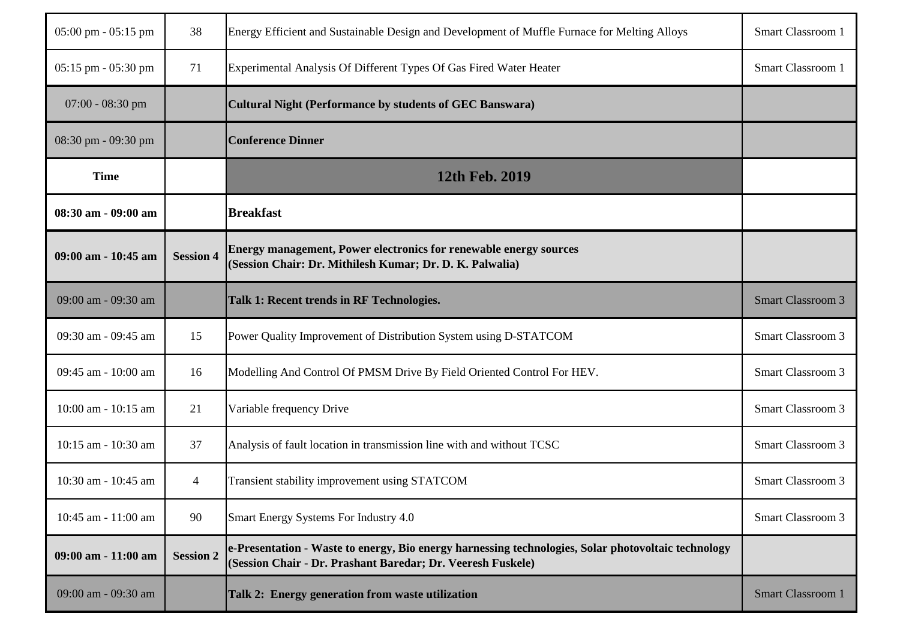| 05:00 pm - 05:15 pm | 38 | Energy Efficient and Sustainable Design and Development of Muffle Furnace for Melting Alloys | Smart Classroom 1 |
|---|---|---|---|
| 05:15 pm - 05:30 pm | 71 | Experimental Analysis Of Different Types Of Gas Fired Water Heater | Smart Classroom 1 |
| 07:00 - 08:30 pm | | **Cultural Night (Performance by students of GEC Banswara)** | |
| 08:30 pm - 09:30 pm | | **Conference Dinner** | |
| **Time** | | **12th Feb. 2019** | |
| **08:30 am - 09:00 am** | | **Breakfast** | |
| **09:00 am - 10:45 am** | **Session 4** | **Energy management, Power electronics for renewable energy sources (Session Chair: Dr. Mithilesh Kumar; Dr. D. K. Palwalia)** | |
| 09:00 am - 09:30 am | | **Talk 1: Recent trends in RF Technologies.** | Smart Classroom 3 |
| 09:30 am - 09:45 am | 15 | Power Quality Improvement of Distribution System using D-STATCOM | Smart Classroom 3 |
| 09:45 am - 10:00 am | 16 | Modelling And Control Of PMSM Drive By Field Oriented Control For HEV. | Smart Classroom 3 |
| 10:00 am - 10:15 am | 21 | Variable frequency Drive | Smart Classroom 3 |
| 10:15 am - 10:30 am | 37 | Analysis of fault location in transmission line with and without TCSC | Smart Classroom 3 |
| 10:30 am - 10:45 am | 4 | Transient stability improvement using STATCOM | Smart Classroom 3 |
| 10:45 am - 11:00 am | 90 | Smart Energy Systems For Industry 4.0 | Smart Classroom 3 |
| **09:00 am - 11:00 am** | **Session 2** | **e-Presentation - Waste to energy, Bio energy harnessing technologies, Solar photovoltaic technology (Session Chair - Dr. Prashant Baredar; Dr. Veeresh Fuskele)** | |
| 09:00 am - 09:30 am | | **Talk 2: Energy generation from waste utilization** | Smart Classroom 1 |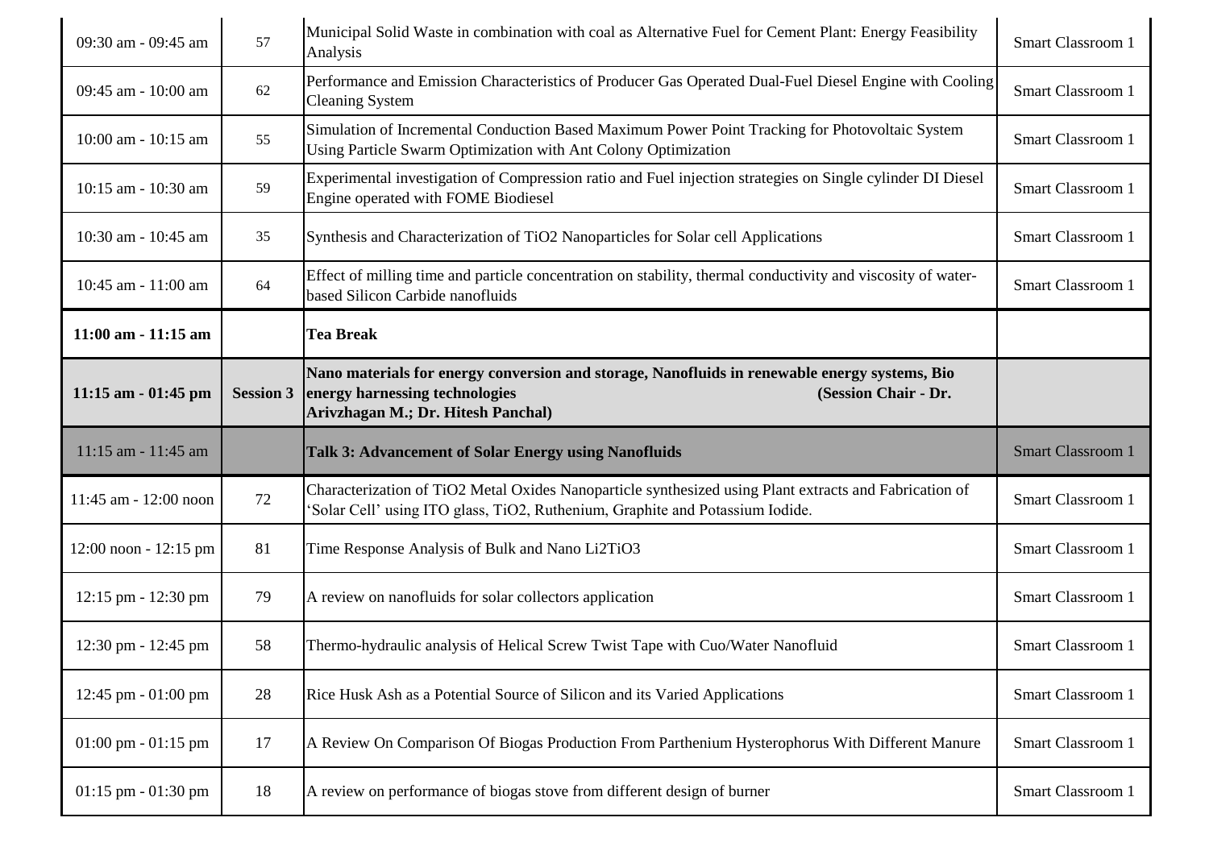| | | | |
|---|---|---|---|
| 09:30 am - 09:45 am | 57 | Municipal Solid Waste in combination with coal as Alternative Fuel for Cement Plant: Energy Feasibility Analysis | Smart Classroom 1 |
| 09:45 am - 10:00 am | 62 | Performance and Emission Characteristics of Producer Gas Operated Dual-Fuel Diesel Engine with Cooling Cleaning System | Smart Classroom 1 |
| 10:00 am - 10:15 am | 55 | Simulation of Incremental Conduction Based Maximum Power Point Tracking for Photovoltaic System Using Particle Swarm Optimization with Ant Colony Optimization | Smart Classroom 1 |
| 10:15 am - 10:30 am | 59 | Experimental investigation of Compression ratio and Fuel injection strategies on Single cylinder DI Diesel Engine operated with FOME Biodiesel | Smart Classroom 1 |
| 10:30 am - 10:45 am | 35 | Synthesis and Characterization of $TiO_2$ Nanoparticles for Solar cell Applications | Smart Classroom 1 |
| 10:45 am - 11:00 am | 64 | Effect of milling time and particle concentration on stability, thermal conductivity and viscosity of water-based Silicon Carbide nanofluids | Smart Classroom 1 |
| **11:00 am - 11:15 am** | | **Tea Break** | |
| **11:15 am - 01:45 pm** | **Session 3** | **Nano materials for energy conversion and storage, Nanofluids in renewable energy systems, Bio energy harnessing technologies (Session Chair - Dr. Arivzhagan M.; Dr. Hitesh Panchal)** | |
| 11:15 am - 11:45 am | | **Talk 3: Advancement of Solar Energy using Nanofluids** | Smart Classroom 1 |
| 11:45 am - 12:00 noon | 72 | Characterization of $TiO_2$ Metal Oxides Nanoparticle synthesized using Plant extracts and Fabrication of 'Solar Cell' using ITO glass, $TiO_2$, Ruthenium, Graphite and Potassium Iodide. | Smart Classroom 1 |
| 12:00 noon - 12:15 pm | 81 | Time Response Analysis of Bulk and Nano $Li_2TiO_3$ | Smart Classroom 1 |
| 12:15 pm - 12:30 pm | 79 | A review on nanofluids for solar collectors application | Smart Classroom 1 |
| 12:30 pm - 12:45 pm | 58 | Thermo-hydraulic analysis of Helical Screw Twist Tape with Cuo/Water Nanofluid | Smart Classroom 1 |
| 12:45 pm - 01:00 pm | 28 | Rice Husk Ash as a Potential Source of Silicon and its Varied Applications | Smart Classroom 1 |
| 01:00 pm - 01:15 pm | 17 | A Review On Comparison Of Biogas Production From Parthenium Hysterophorus With Different Manure | Smart Classroom 1 |
| 01:15 pm - 01:30 pm | 18 | A review on performance of biogas stove from different design of burner | Smart Classroom 1 |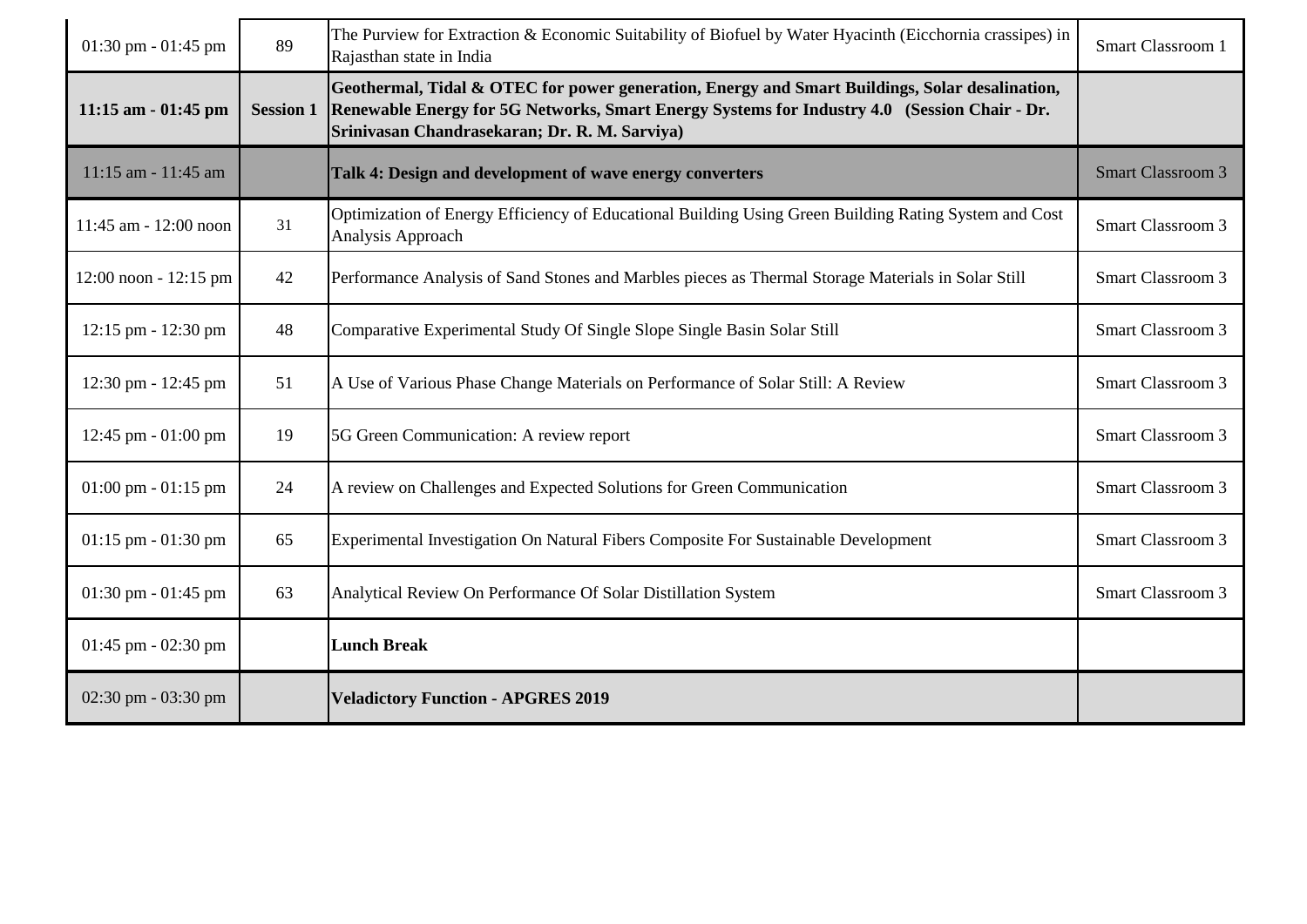| | | | |
|---|---|---|---|
| 01:30 pm - 01:45 pm | 89 | The Purview for Extraction & Economic Suitability of Biofuel by Water Hyacinth (Eicchornia crassipes) in Rajasthan state in India | Smart Classroom 1 |
| **11:15 am - 01:45 pm** | **Session 1** | **Geothermal, Tidal & OTEC for power generation, Energy and Smart Buildings, Solar desalination, Renewable Energy for 5G Networks, Smart Energy Systems for Industry 4.0 (Session Chair - Dr. Srinivasan Chandrasekaran; Dr. R. M. Sarviya)** | |
| 11:15 am - 11:45 am | | **Talk 4: Design and development of wave energy converters** | Smart Classroom 3 |
| 11:45 am - 12:00 noon | 31 | Optimization of Energy Efficiency of Educational Building Using Green Building Rating System and Cost Analysis Approach | Smart Classroom 3 |
| 12:00 noon - 12:15 pm | 42 | Performance Analysis of Sand Stones and Marbles pieces as Thermal Storage Materials in Solar Still | Smart Classroom 3 |
| 12:15 pm - 12:30 pm | 48 | Comparative Experimental Study Of Single Slope Single Basin Solar Still | Smart Classroom 3 |
| 12:30 pm - 12:45 pm | 51 | A Use of Various Phase Change Materials on Performance of Solar Still: A Review | Smart Classroom 3 |
| 12:45 pm - 01:00 pm | 19 | 5G Green Communication: A review report | Smart Classroom 3 |
| 01:00 pm - 01:15 pm | 24 | A review on Challenges and Expected Solutions for Green Communication | Smart Classroom 3 |
| 01:15 pm - 01:30 pm | 65 | Experimental Investigation On Natural Fibers Composite For Sustainable Development | Smart Classroom 3 |
| 01:30 pm - 01:45 pm | 63 | Analytical Review On Performance Of Solar Distillation System | Smart Classroom 3 |
| 01:45 pm - 02:30 pm | | **Lunch Break** | |
| 02:30 pm - 03:30 pm | | **Veladictory Function - APGRES 2019** | |